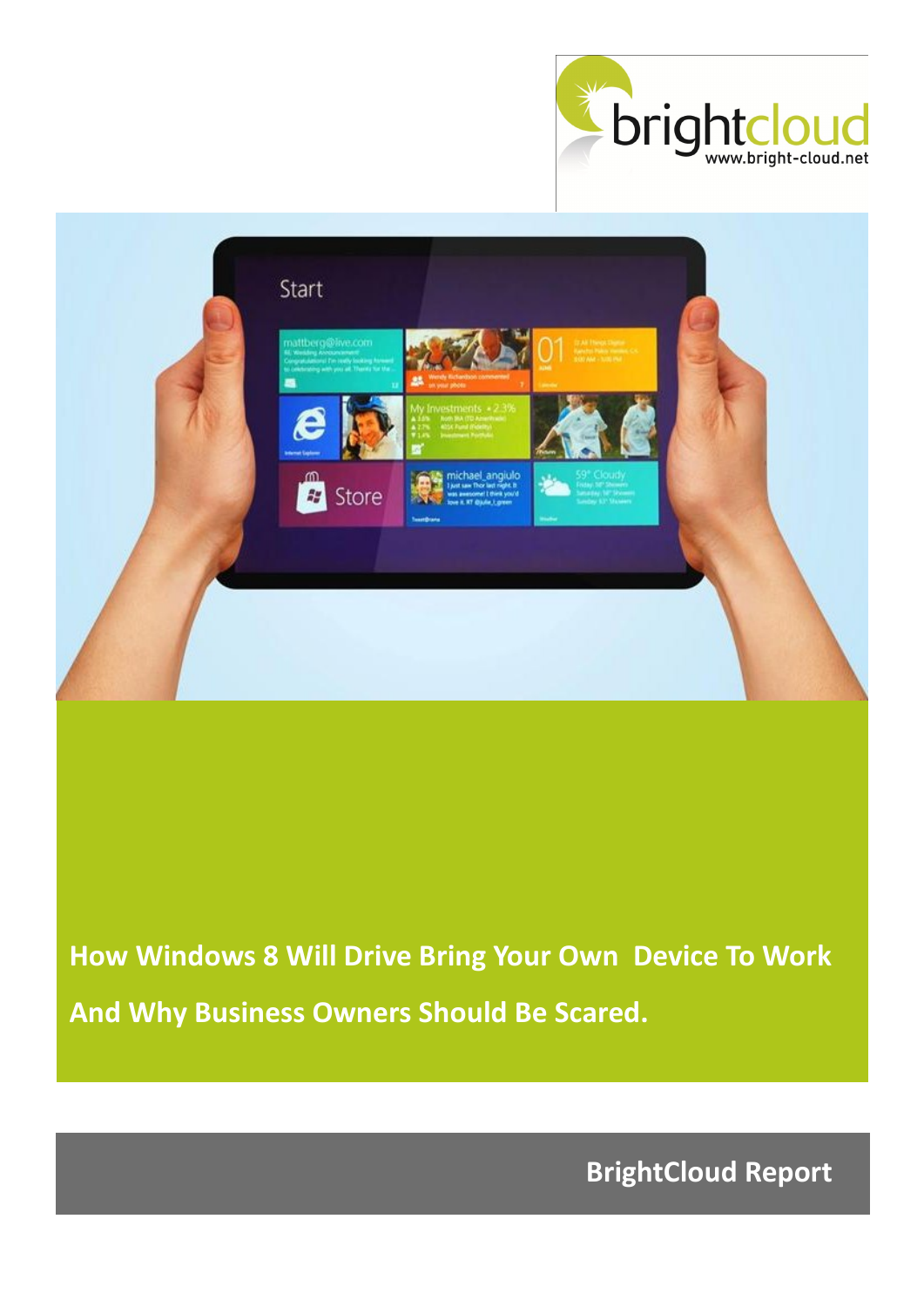brightcloud
www.bright-cloud.net

# How Windows 8 Will Drive Bring Your Own Device To Work And Why Business Owners Should Be Scared.

**BrightCloud Report**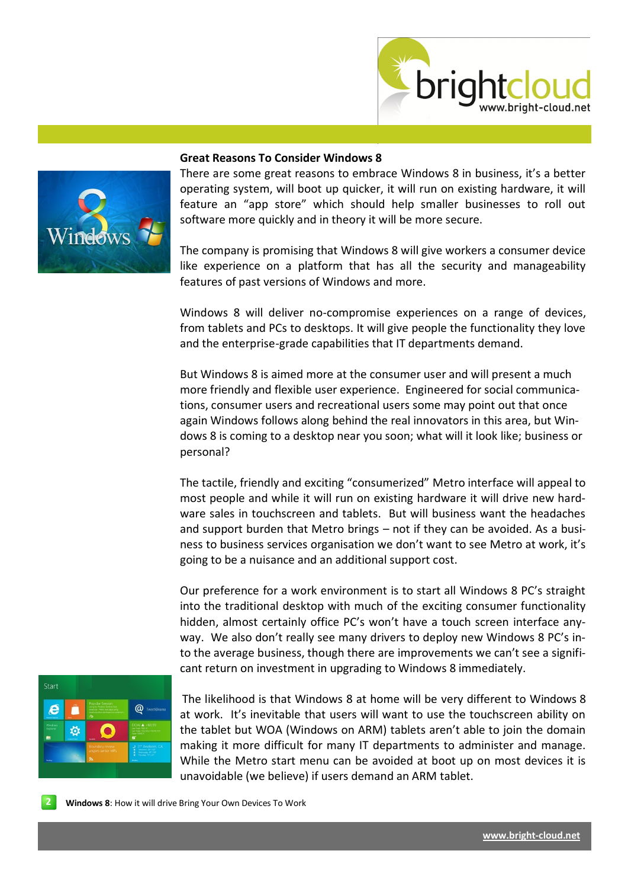## Great Reasons To Consider Windows 8

There are some great reasons to embrace Windows 8 in business, it's a better operating system, will boot up quicker, it will run on existing hardware, it will feature an "app store" which should help smaller businesses to roll out software more quickly and in theory it will be more secure.

The company is promising that Windows 8 will give workers a consumer device like experience on a platform that has all the security and manageability features of past versions of Windows and more.

Windows 8 will deliver no-compromise experiences on a range of devices, from tablets and PCs to desktops. It will give people the functionality they love and the enterprise-grade capabilities that IT departments demand.

But Windows 8 is aimed more at the consumer user and will present a much more friendly and flexible user experience. Engineered for social communications, consumer users and recreational users some may point out that once again Windows follows along behind the real innovators in this area, but Windows 8 is coming to a desktop near you soon; what will it look like; business or personal?

The tactile, friendly and exciting "consumerized" Metro interface will appeal to most people and while it will run on existing hardware it will drive new hardware sales in touchscreen and tablets. But will business want the headaches and support burden that Metro brings – not if they can be avoided. As a business to business services organisation we don't want to see Metro at work, it's going to be a nuisance and an additional support cost.

Our preference for a work environment is to start all Windows 8 PC's straight into the traditional desktop with much of the exciting consumer functionality hidden, almost certainly office PC's won't have a touch screen interface anyway. We also don't really see many drivers to deploy new Windows 8 PC's into the average business, though there are improvements we can't see a significant return on investment in upgrading to Windows 8 immediately.

The likelihood is that Windows 8 at home will be very different to Windows 8 at work. It's inevitable that users will want to use the touchscreen ability on the tablet but WOA (Windows on ARM) tablets aren't able to join the domain making it more difficult for many IT departments to administer and manage. While the Metro start menu can be avoided at boot up on most devices it is unavoidable (we believe) if users demand an ARM tablet.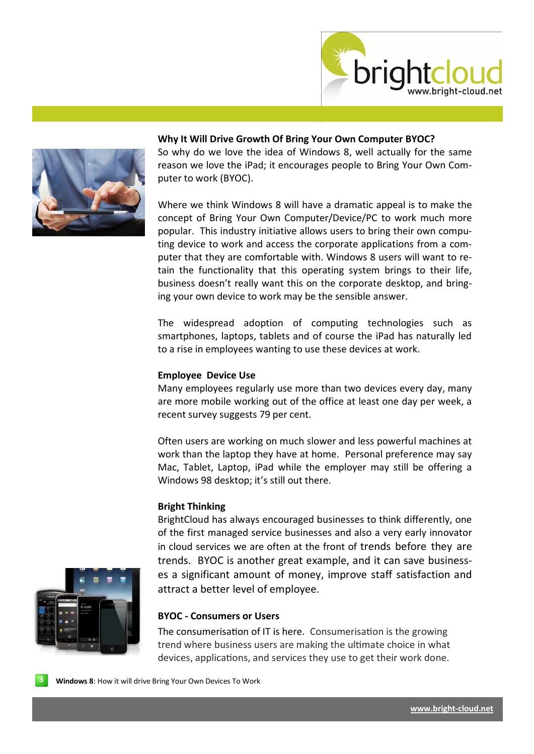### Why It Will Drive Growth Of Bring Your Own Computer BYOC?

So why do we love the idea of Windows 8, well actually for the same reason we love the iPad; it encourages people to Bring Your Own Computer to work (BYOC).

Where we think Windows 8 will have a dramatic appeal is to make the concept of Bring Your Own Computer/Device/PC to work much more popular. This industry initiative allows users to bring their own computing device to work and access the corporate applications from a computer that they are comfortable with. Windows 8 users will want to retain the functionality that this operating system brings to their life, business doesn't really want this on the corporate desktop, and bringing your own device to work may be the sensible answer.

The widespread adoption of computing technologies such as smartphones, laptops, tablets and of course the iPad has naturally led to a rise in employees wanting to use these devices at work.

### Employee Device Use

Many employees regularly use more than two devices every day, many are more mobile working out of the office at least one day per week, a recent survey suggests 79 per cent.

Often users are working on much slower and less powerful machines at work than the laptop they have at home. Personal preference may say Mac, Tablet, Laptop, iPad while the employer may still be offering a Windows 98 desktop; it's still out there.

### Bright Thinking

BrightCloud has always encouraged businesses to think differently, one of the first managed service businesses and also a very early innovator in cloud services we are often at the front of trends before they are trends. BYOC is another great example, and it can save businesses a significant amount of money, improve staff satisfaction and attract a better level of employee.

### BYOC - Consumers or Users

The consumerisation of IT is here. Consumerisation is the growing trend where business users are making the ultimate choice in what devices, applications, and services they use to get their work done.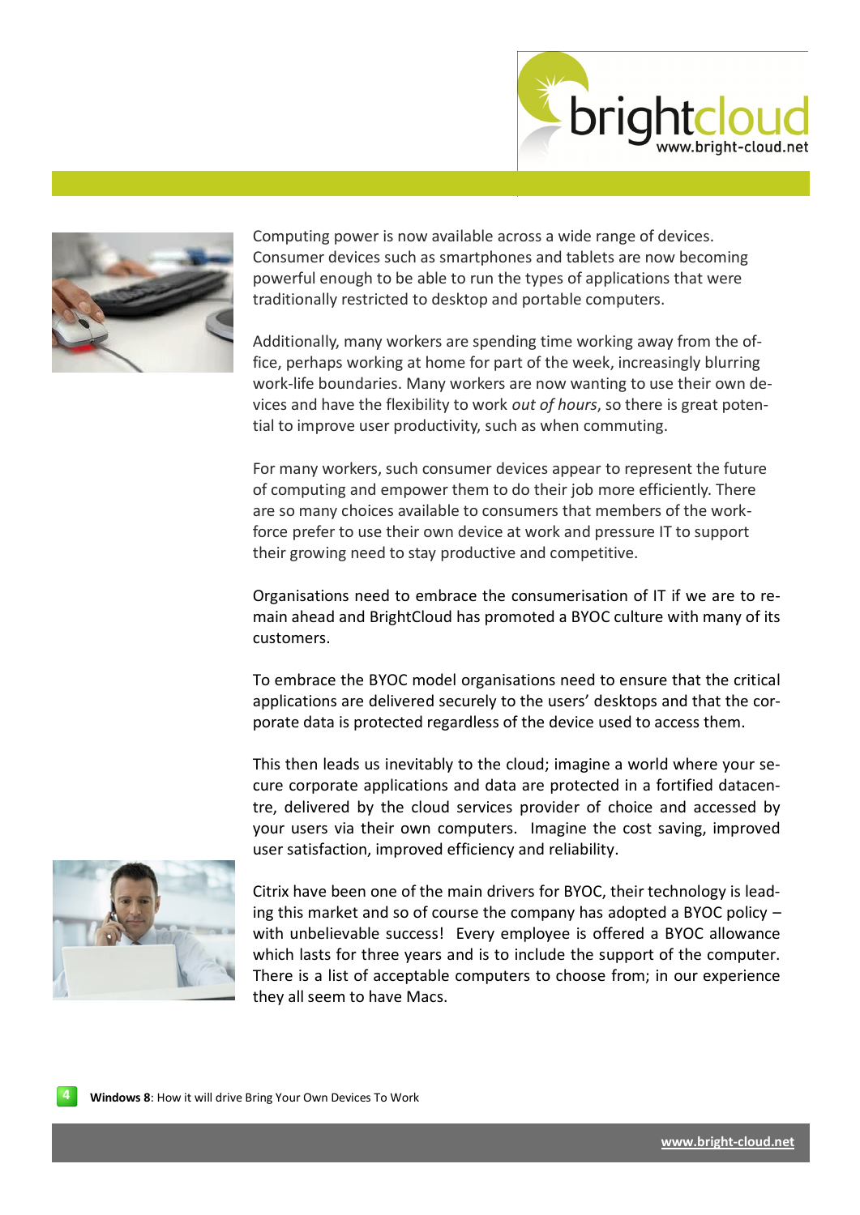Computing power is now available across a wide range of devices. Consumer devices such as smartphones and tablets are now becoming powerful enough to be able to run the types of applications that were traditionally restricted to desktop and portable computers.

Additionally, many workers are spending time working away from the office, perhaps working at home for part of the week, increasingly blurring work-life boundaries. Many workers are now wanting to use their own devices and have the flexibility to work *out of hours*, so there is great potential to improve user productivity, such as when commuting.

For many workers, such consumer devices appear to represent the future of computing and empower them to do their job more efficiently. There are so many choices available to consumers that members of the workforce prefer to use their own device at work and pressure IT to support their growing need to stay productive and competitive.

Organisations need to embrace the consumerisation of IT if we are to remain ahead and BrightCloud has promoted a BYOC culture with many of its customers.

To embrace the BYOC model organisations need to ensure that the critical applications are delivered securely to the users' desktops and that the corporate data is protected regardless of the device used to access them.

This then leads us inevitably to the cloud; imagine a world where your secure corporate applications and data are protected in a fortified datacentre, delivered by the cloud services provider of choice and accessed by your users via their own computers. Imagine the cost saving, improved user satisfaction, improved efficiency and reliability.

Citrix have been one of the main drivers for BYOC, their technology is leading this market and so of course the company has adopted a BYOC policy – with unbelievable success! Every employee is offered a BYOC allowance which lasts for three years and is to include the support of the computer. There is a list of acceptable computers to choose from; in our experience they all seem to have Macs.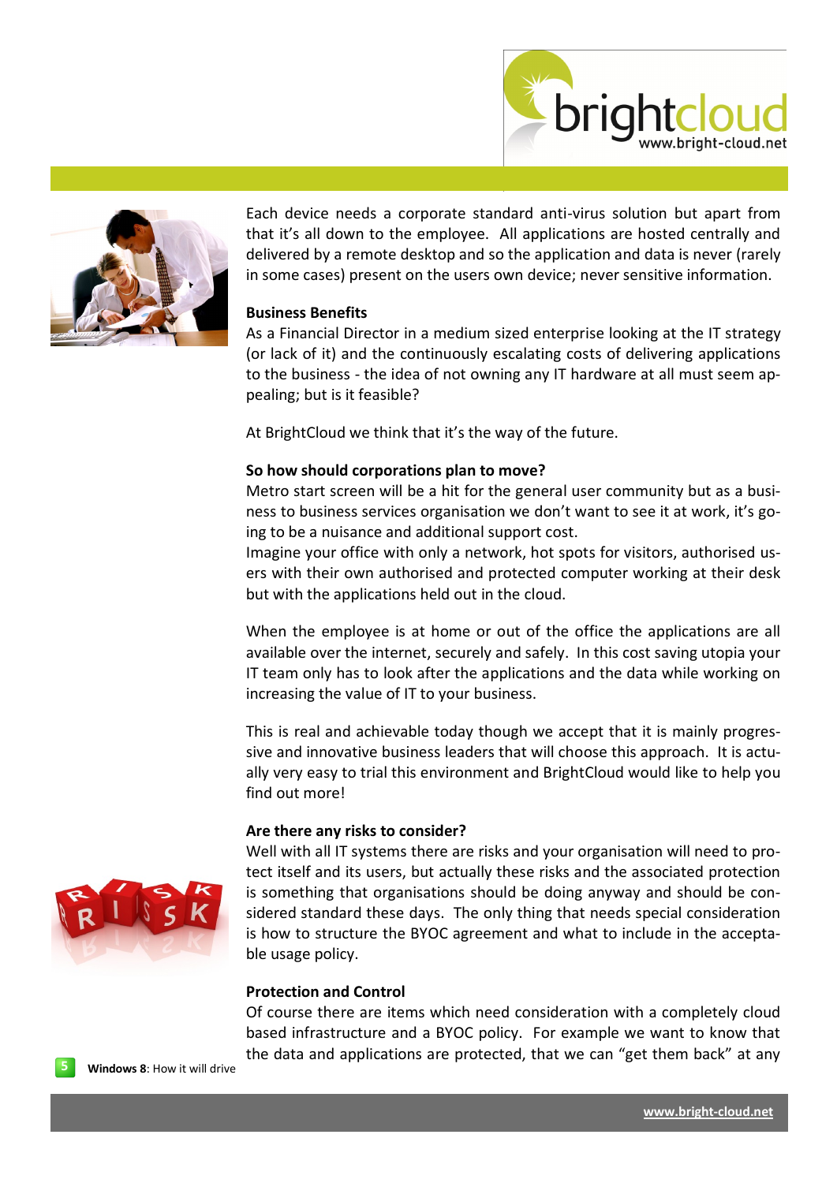Each device needs a corporate standard anti-virus solution but apart from that it's all down to the employee. All applications are hosted centrally and delivered by a remote desktop and so the application and data is never (rarely in some cases) present on the users own device; never sensitive information.

**Business Benefits**

As a Financial Director in a medium sized enterprise looking at the IT strategy (or lack of it) and the continuously escalating costs of delivering applications to the business - the idea of not owning any IT hardware at all must seem appealing; but is it feasible?

At BrightCloud we think that it's the way of the future.

**So how should corporations plan to move?**

Metro start screen will be a hit for the general user community but as a business to business services organisation we don't want to see it at work, it's going to be a nuisance and additional support cost.

Imagine your office with only a network, hot spots for visitors, authorised users with their own authorised and protected computer working at their desk but with the applications held out in the cloud.

When the employee is at home or out of the office the applications are all available over the internet, securely and safely. In this cost saving utopia your IT team only has to look after the applications and the data while working on increasing the value of IT to your business.

This is real and achievable today though we accept that it is mainly progressive and innovative business leaders that will choose this approach. It is actually very easy to trial this environment and BrightCloud would like to help you find out more!

**Are there any risks to consider?**

Well with all IT systems there are risks and your organisation will need to protect itself and its users, but actually these risks and the associated protection is something that organisations should be doing anyway and should be considered standard these days. The only thing that needs special consideration is how to structure the BYOC agreement and what to include in the acceptable usage policy.

**Protection and Control**

Of course there are items which need consideration with a completely cloud based infrastructure and a BYOC policy. For example we want to know that the data and applications are protected, that we can "get them back" at any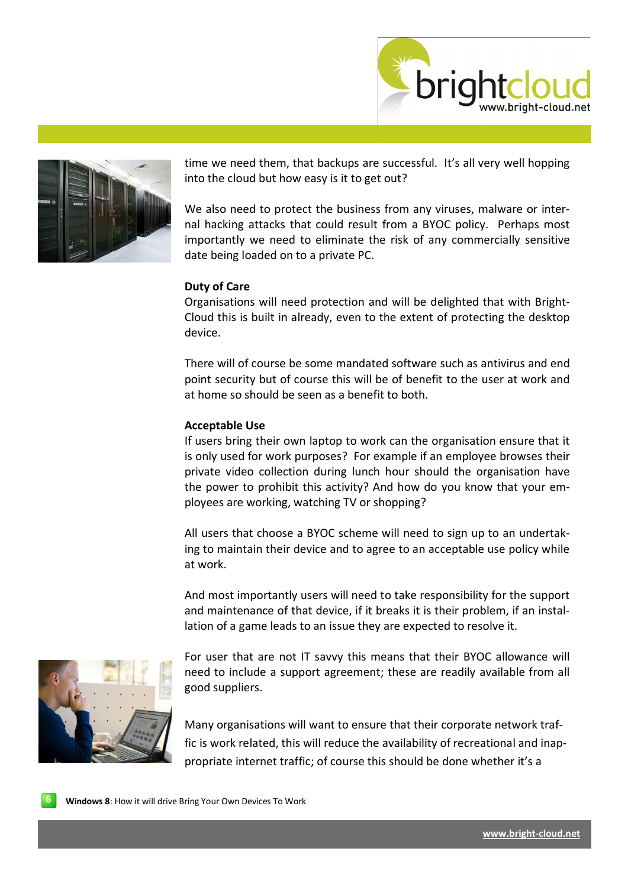time we need them, that backups are successful. It's all very well hopping into the cloud but how easy is it to get out?

We also need to protect the business from any viruses, malware or internal hacking attacks that could result from a BYOC policy. Perhaps most importantly we need to eliminate the risk of any commercially sensitive date being loaded on to a private PC.

**Duty of Care**

Organisations will need protection and will be delighted that with BrightCloud this is built in already, even to the extent of protecting the desktop device.

There will of course be some mandated software such as antivirus and end point security but of course this will be of benefit to the user at work and at home so should be seen as a benefit to both.

**Acceptable Use**

If users bring their own laptop to work can the organisation ensure that it is only used for work purposes? For example if an employee browses their private video collection during lunch hour should the organisation have the power to prohibit this activity? And how do you know that your employees are working, watching TV or shopping?

All users that choose a BYOC scheme will need to sign up to an undertaking to maintain their device and to agree to an acceptable use policy while at work.

And most importantly users will need to take responsibility for the support and maintenance of that device, if it breaks it is their problem, if an installation of a game leads to an issue they are expected to resolve it.

For user that are not IT savvy this means that their BYOC allowance will need to include a support agreement; these are readily available from all good suppliers.

Many organisations will want to ensure that their corporate network traffic is work related, this will reduce the availability of recreational and inappropriate internet traffic; of course this should be done whether it's a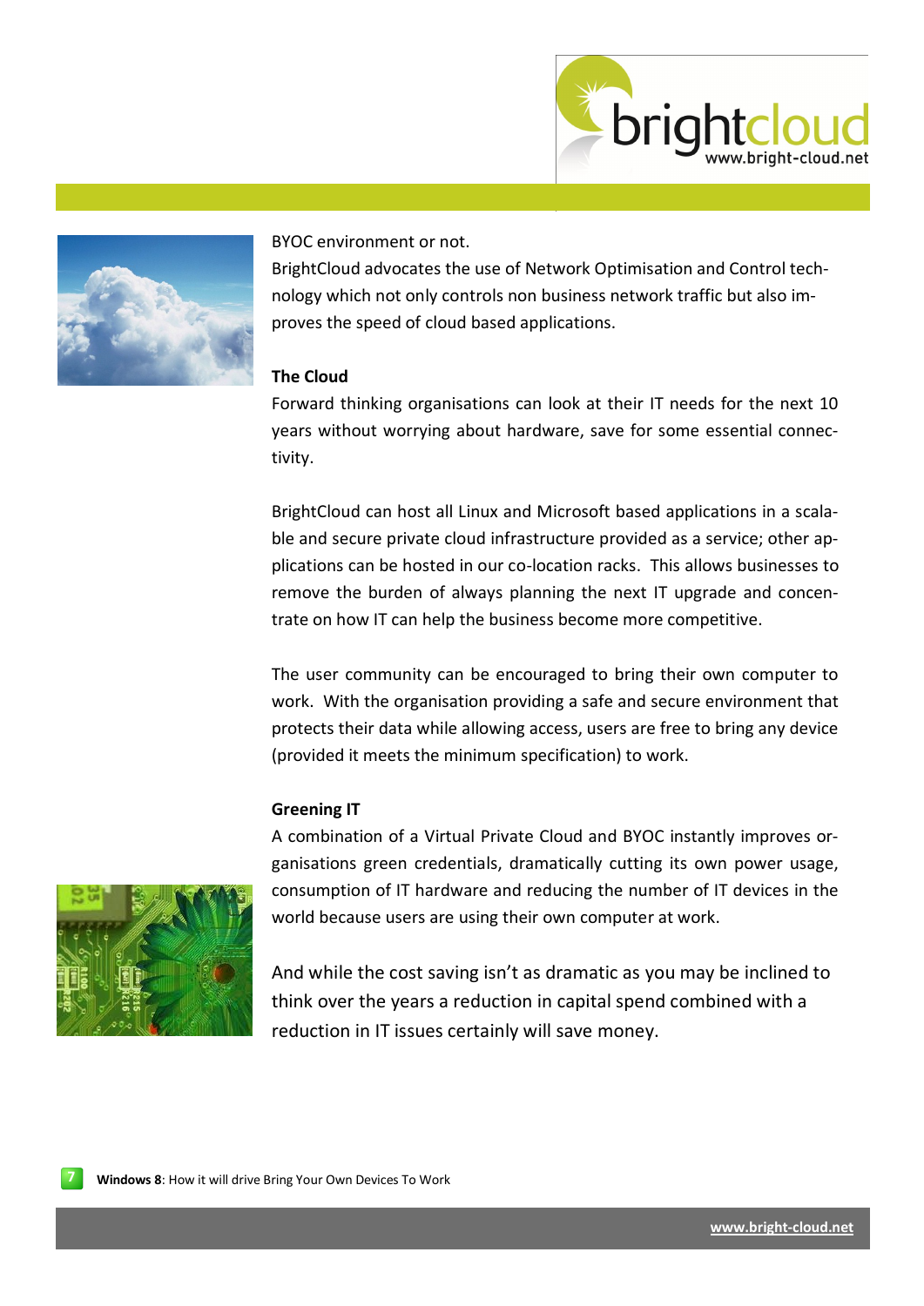BYOC environment or not.

BrightCloud advocates the use of Network Optimisation and Control technology which not only controls non business network traffic but also improves the speed of cloud based applications.

**The Cloud**

Forward thinking organisations can look at their IT needs for the next 10 years without worrying about hardware, save for some essential connectivity.

BrightCloud can host all Linux and Microsoft based applications in a scalable and secure private cloud infrastructure provided as a service; other applications can be hosted in our co-location racks. This allows businesses to remove the burden of always planning the next IT upgrade and concentrate on how IT can help the business become more competitive.

The user community can be encouraged to bring their own computer to work. With the organisation providing a safe and secure environment that protects their data while allowing access, users are free to bring any device (provided it meets the minimum specification) to work.

**Greening IT**

A combination of a Virtual Private Cloud and BYOC instantly improves organisations green credentials, dramatically cutting its own power usage, consumption of IT hardware and reducing the number of IT devices in the world because users are using their own computer at work.

And while the cost saving isn't as dramatic as you may be inclined to think over the years a reduction in capital spend combined with a reduction in IT issues certainly will save money.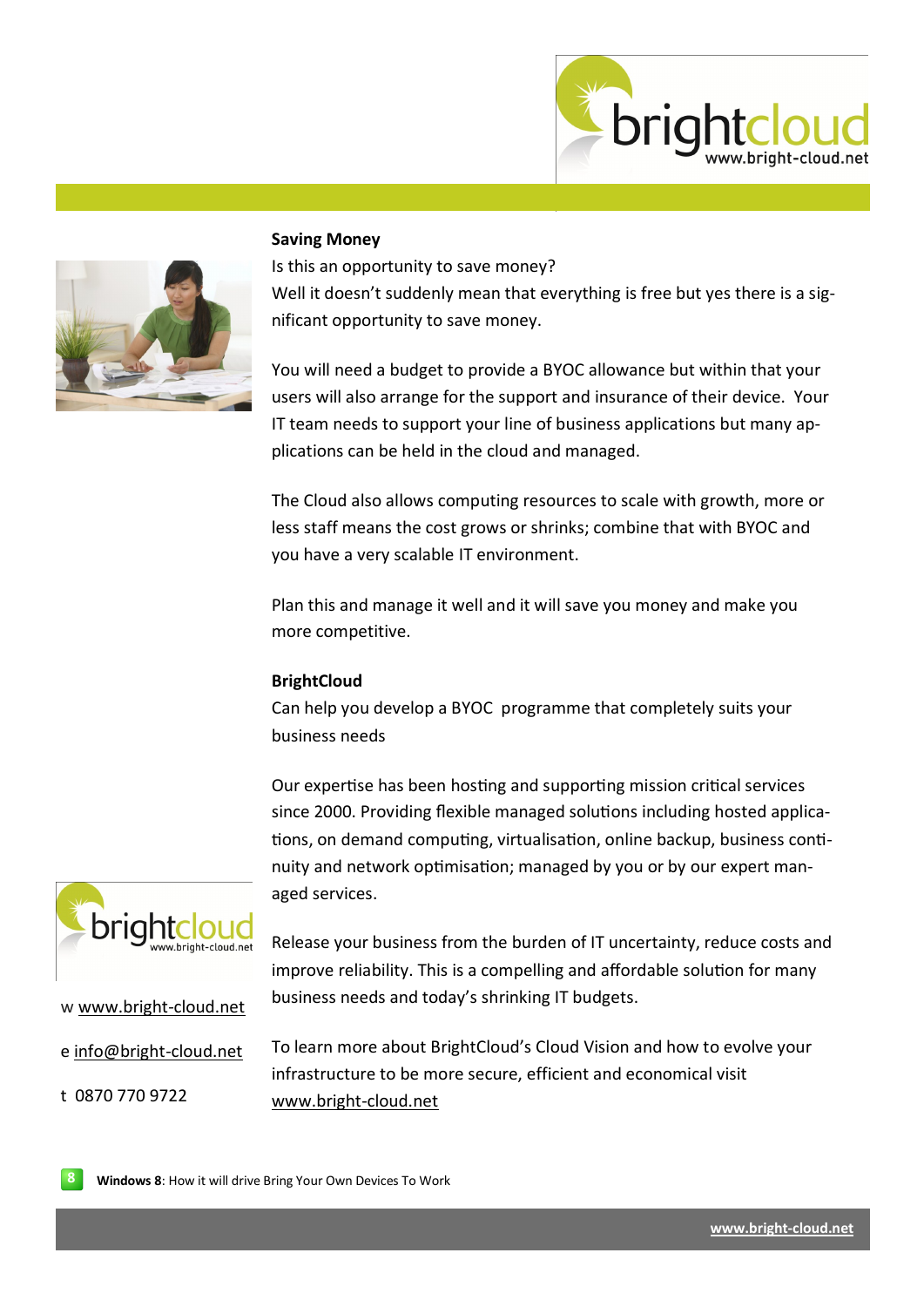**Saving Money**

Is this an opportunity to save money?

Well it doesn't suddenly mean that everything is free but yes there is a significant opportunity to save money.

You will need a budget to provide a BYOC allowance but within that your users will also arrange for the support and insurance of their device. Your IT team needs to support your line of business applications but many applications can be held in the cloud and managed.

The Cloud also allows computing resources to scale with growth, more or less staff means the cost grows or shrinks; combine that with BYOC and you have a very scalable IT environment.

Plan this and manage it well and it will save you money and make you more competitive.

**BrightCloud**

Can help you develop a BYOC programme that completely suits your business needs

Our expertise has been hosting and supporting mission critical services since 2000. Providing flexible managed solutions including hosted applications, on demand computing, virtualisation, online backup, business continuity and network optimisation; managed by you or by our expert managed services.

Release your business from the burden of IT uncertainty, reduce costs and improve reliability. This is a compelling and affordable solution for many business needs and today's shrinking IT budgets.

To learn more about BrightCloud's Cloud Vision and how to evolve your infrastructure to be more secure, efficient and economical visit www.bright-cloud.net

w www.bright-cloud.net

e info@bright-cloud.net

t 0870 770 9722